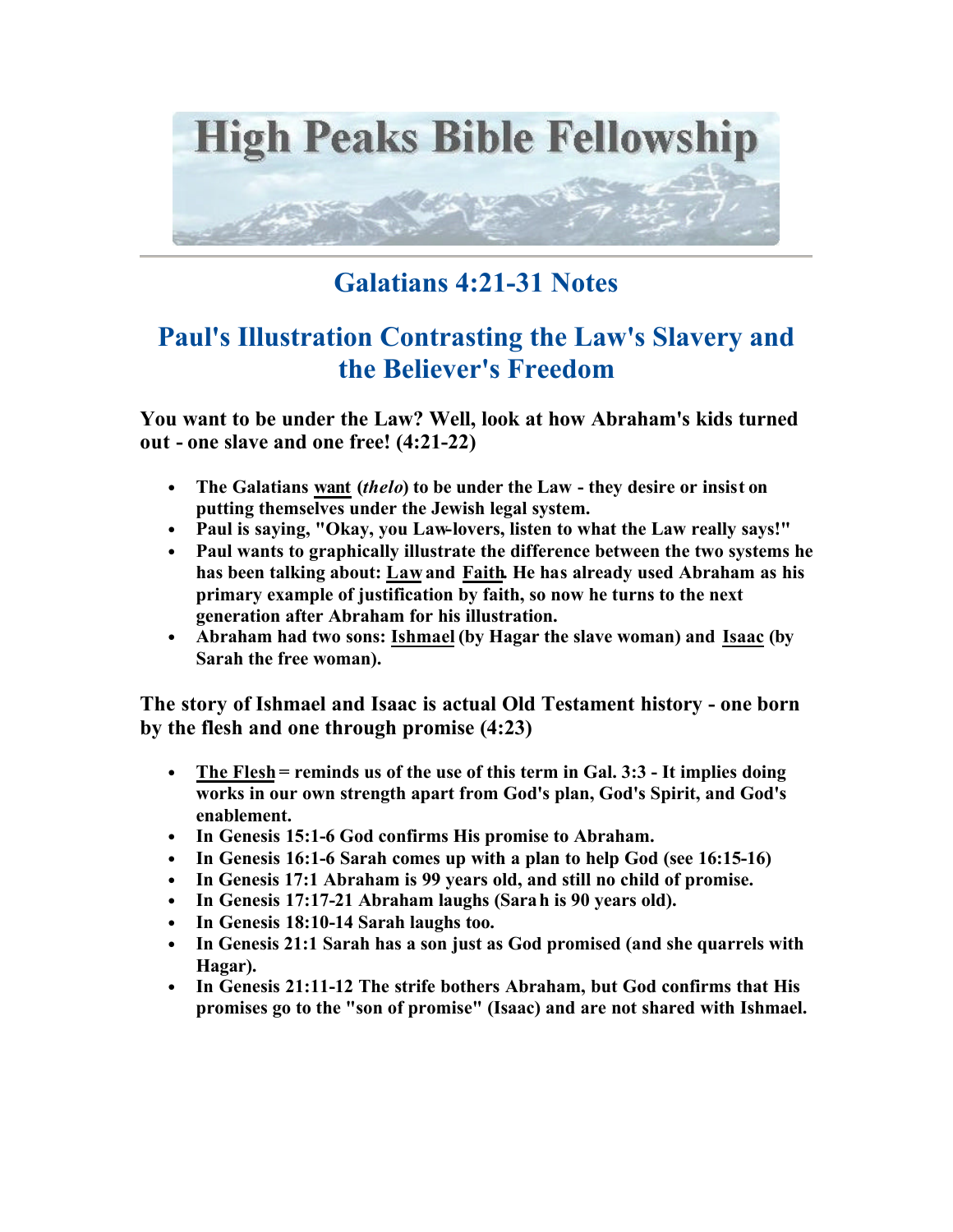# High Peaks Bible Fellowship

## Galatians 4:21-31 Notes

## Paul's Illustration Contrasting the Law's Slavery and the Believer's Freedom

### You want to be under the Law? Well, look at how Abraham's kids turned out - one slave and one free! (4:21-22)

- **The Galatians <u>want</u> (*thelo*) to be under the Law - they desire or insist on putting themselves under the Jewish legal system.**
- **Paul is saying, "Okay, you Law-lovers, listen to what the Law really says!"**
- **Paul wants to graphically illustrate the difference between the two systems he has been talking about: <u>Law</u> and <u>Faith</u>. He has already used Abraham as his primary example of justification by faith, so now he turns to the next generation after Abraham for his illustration.**
- **Abraham had two sons: <u>Ishmael</u> (by Hagar the slave woman) and <u>Isaac</u> (by Sarah the free woman).**

### The story of Ishmael and Isaac is actual Old Testament history - one born by the flesh and one through promise (4:23)

- **<u>The Flesh</u> = reminds us of the use of this term in Gal. 3:3 - It implies doing works in our own strength apart from God's plan, God's Spirit, and God's enablement.**
- **In Genesis 15:1-6 God confirms His promise to Abraham.**
- **In Genesis 16:1-6 Sarah comes up with a plan to help God (see 16:15-16)**
- **In Genesis 17:1 Abraham is 99 years old, and still no child of promise.**
- **In Genesis 17:17-21 Abraham laughs (Sarah is 90 years old).**
- **In Genesis 18:10-14 Sarah laughs too.**
- **In Genesis 21:1 Sarah has a son just as God promised (and she quarrels with Hagar).**
- **In Genesis 21:11-12 The strife bothers Abraham, but God confirms that His promises go to the "son of promise" (Isaac) and are not shared with Ishmael.**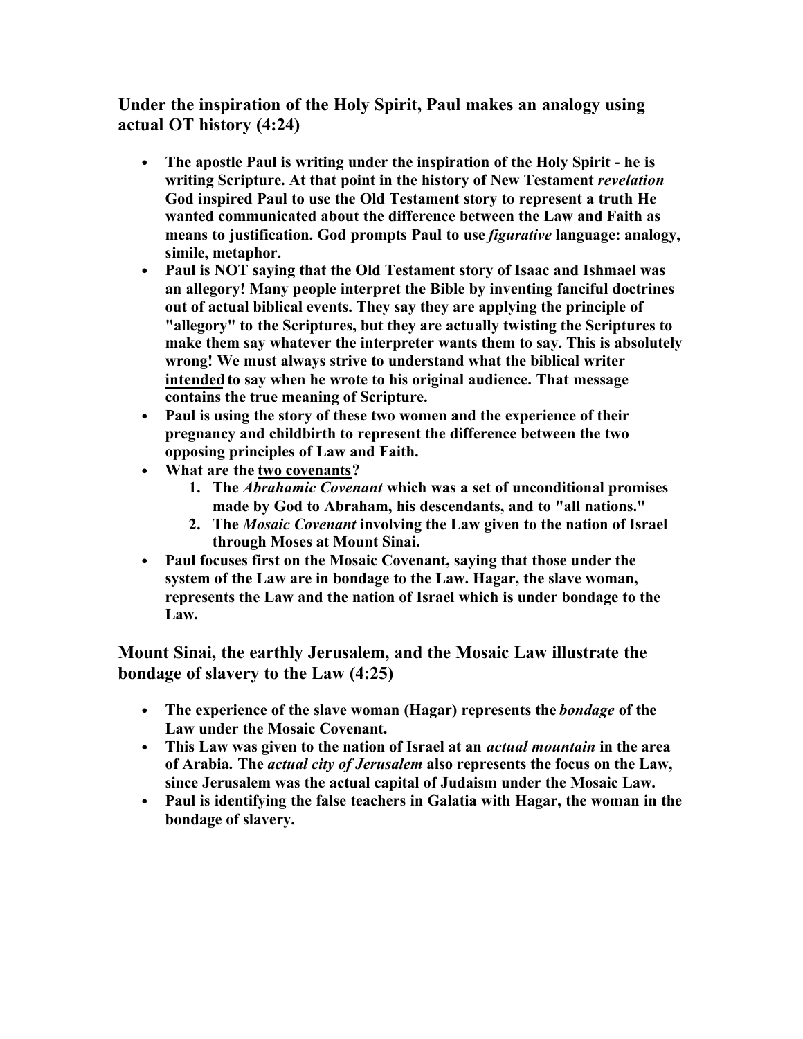### Under the inspiration of the Holy Spirit, Paul makes an analogy using actual OT history (4:24)

- **The apostle Paul is writing under the inspiration of the Holy Spirit - he is writing Scripture. At that point in the history of New Testament *revelation* God inspired Paul to use the Old Testament story to represent a truth He wanted communicated about the difference between the Law and Faith as means to justification. God prompts Paul to use *figurative* language: analogy, simile, metaphor.**
- **Paul is NOT saying that the Old Testament story of Isaac and Ishmael was an allegory! Many people interpret the Bible by inventing fanciful doctrines out of actual biblical events. They say they are applying the principle of "allegory" to the Scriptures, but they are actually twisting the Scriptures to make them say whatever the interpreter wants them to say. This is absolutely wrong! We must always strive to understand what the biblical writer <u>intended</u> to say when he wrote to his original audience. That message contains the true meaning of Scripture.**
- **Paul is using the story of these two women and the experience of their pregnancy and childbirth to represent the difference between the two opposing principles of Law and Faith.**
- **What are the <u>two covenants</u>?**
    1. **The *Abrahamic Covenant* which was a set of unconditional promises made by God to Abraham, his descendants, and to "all nations."**
    2. **The *Mosaic Covenant* involving the Law given to the nation of Israel through Moses at Mount Sinai.**
- **Paul focuses first on the Mosaic Covenant, saying that those under the system of the Law are in bondage to the Law. Hagar, the slave woman, represents the Law and the nation of Israel which is under bondage to the Law.**

### Mount Sinai, the earthly Jerusalem, and the Mosaic Law illustrate the bondage of slavery to the Law (4:25)

- **The experience of the slave woman (Hagar) represents the *bondage* of the Law under the Mosaic Covenant.**
- **This Law was given to the nation of Israel at an *actual mountain* in the area of Arabia. The *actual city of Jerusalem* also represents the focus on the Law, since Jerusalem was the actual capital of Judaism under the Mosaic Law.**
- **Paul is identifying the false teachers in Galatia with Hagar, the woman in the bondage of slavery.**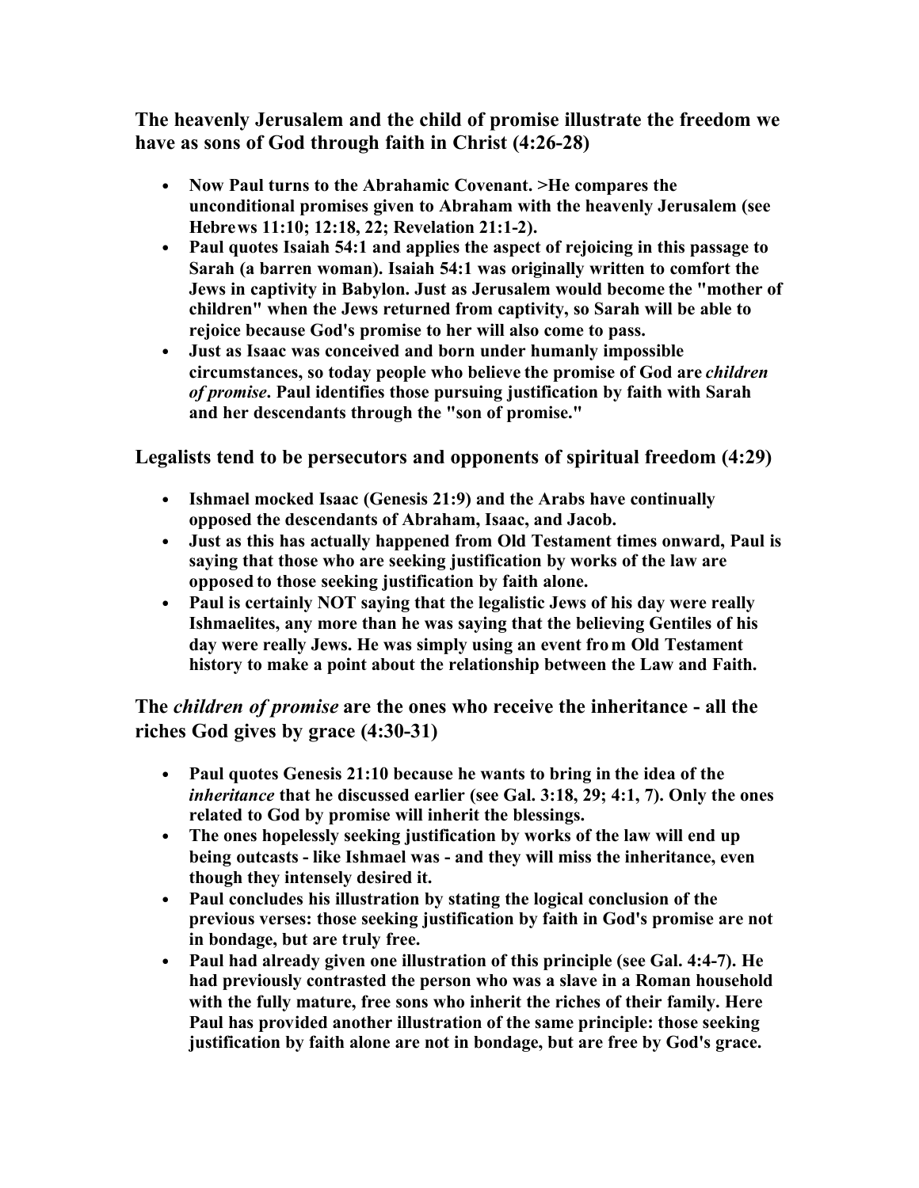## The heavenly Jerusalem and the child of promise illustrate the freedom we have as sons of God through faith in Christ (4:26-28)

- **Now Paul turns to the Abrahamic Covenant. >He compares the unconditional promises given to Abraham with the heavenly Jerusalem (see Hebrews 11:10; 12:18, 22; Revelation 21:1-2).**
- **Paul quotes Isaiah 54:1 and applies the aspect of rejoicing in this passage to Sarah (a barren woman). Isaiah 54:1 was originally written to comfort the Jews in captivity in Babylon. Just as Jerusalem would become the "mother of children" when the Jews returned from captivity, so Sarah will be able to rejoice because God's promise to her will also come to pass.**
- **Just as Isaac was conceived and born under humanly impossible circumstances, so today people who believe the promise of God are *children of promise*. Paul identifies those pursuing justification by faith with Sarah and her descendants through the "son of promise."**

## Legalists tend to be persecutors and opponents of spiritual freedom (4:29)

- **Ishmael mocked Isaac (Genesis 21:9) and the Arabs have continually opposed the descendants of Abraham, Isaac, and Jacob.**
- **Just as this has actually happened from Old Testament times onward, Paul is saying that those who are seeking justification by works of the law are opposed to those seeking justification by faith alone.**
- **Paul is certainly NOT saying that the legalistic Jews of his day were really Ishmaelites, any more than he was saying that the believing Gentiles of his day were really Jews. He was simply using an event from Old Testament history to make a point about the relationship between the Law and Faith.**

## The *children of promise* are the ones who receive the inheritance - all the riches God gives by grace (4:30-31)

- **Paul quotes Genesis 21:10 because he wants to bring in the idea of the *inheritance* that he discussed earlier (see Gal. 3:18, 29; 4:1, 7). Only the ones related to God by promise will inherit the blessings.**
- **The ones hopelessly seeking justification by works of the law will end up being outcasts - like Ishmael was - and they will miss the inheritance, even though they intensely desired it.**
- **Paul concludes his illustration by stating the logical conclusion of the previous verses: those seeking justification by faith in God's promise are not in bondage, but are truly free.**
- **Paul had already given one illustration of this principle (see Gal. 4:4-7). He had previously contrasted the person who was a slave in a Roman household with the fully mature, free sons who inherit the riches of their family. Here Paul has provided another illustration of the same principle: those seeking justification by faith alone are not in bondage, but are free by God's grace.**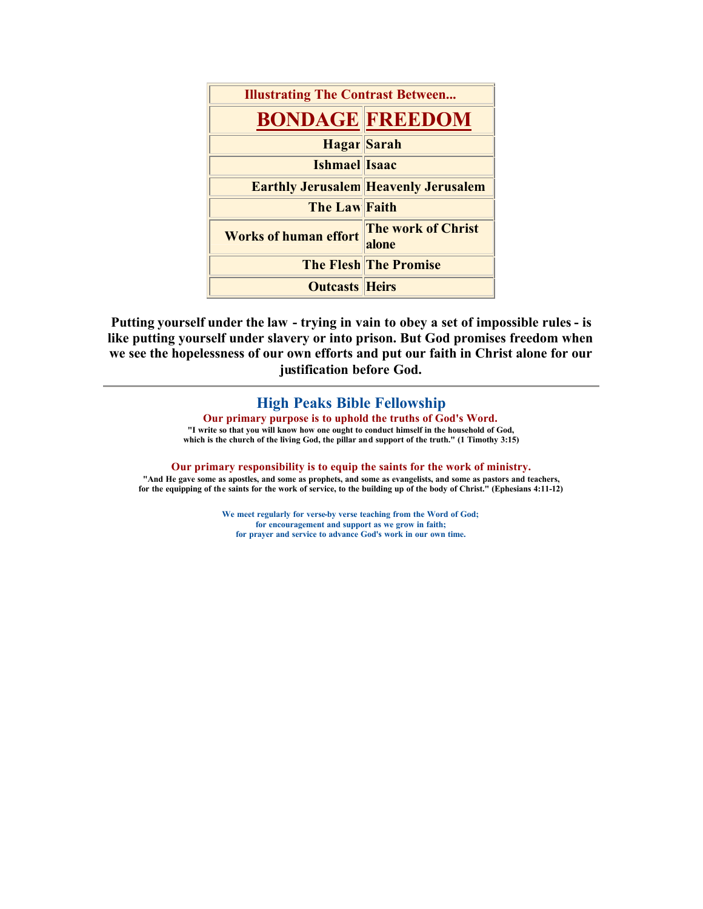| Illustrating The Contrast Between... | |
|---|---|
| **BONDAGE** | **FREEDOM** |
| Hagar | Sarah |
| Ishmael | Isaac |
| Earthly Jerusalem | Heavenly Jerusalem |
| The Law | Faith |
| Works of human effort | The work of Christ alone |
| The Flesh | The Promise |
| Outcasts | Heirs |

**Putting yourself under the law - trying in vain to obey a set of impossible rules - is like putting yourself under slavery or into prison. But God promises freedom when we see the hopelessness of our own efforts and put our faith in Christ alone for our justification before God.**

---

## High Peaks Bible Fellowship

**Our primary purpose is to uphold the truths of God's Word.**

**"I write so that you will know how one ought to conduct himself in the household of God, which is the church of the living God, the pillar and support of the truth." (1 Timothy 3:15)**

**Our primary responsibility is to equip the saints for the work of ministry.**

**"And He gave some as apostles, and some as prophets, and some as evangelists, and some as pastors and teachers, for the equipping of the saints for the work of service, to the building up of the body of Christ." (Ephesians 4:11-12)**

**We meet regularly for verse-by verse teaching from the Word of God;
for encouragement and support as we grow in faith;
for prayer and service to advance God's work in our own time.**